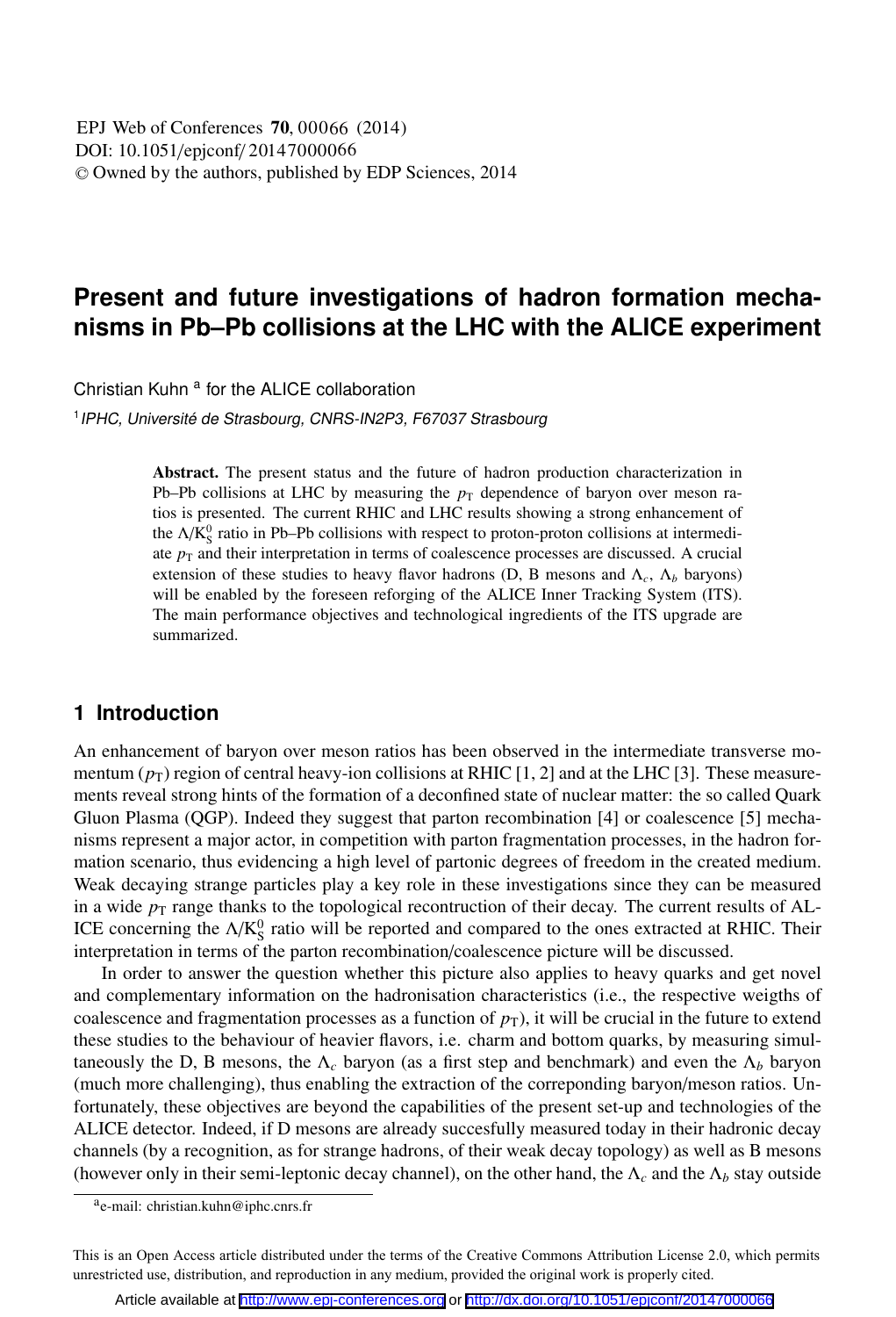# Present and future investigations of hadron formation mechanisms in Pb–Pb collisions at the LHC with the ALICE experiment

Christian Kuhn [a] for the ALICE collaboration

[1] *IPHC, Université de Strasbourg, CNRS-IN2P3, F67037 Strasbourg*

**Abstract.** The present status and the future of hadron production characterization in Pb–Pb collisions at LHC by measuring the $p_{\mathrm{T}}$ dependence of baryon over meson ratios is presented. The current RHIC and LHC results showing a strong enhancement of the $\Lambda/\mathrm{K}^0_\mathrm{S}$ ratio in Pb–Pb collisions with respect to proton-proton collisions at intermediate $p_{\mathrm{T}}$ and their interpretation in terms of coalescence processes are discussed. A crucial extension of these studies to heavy flavor hadrons (D, B mesons and $\Lambda_c$, $\Lambda_b$ baryons) will be enabled by the foreseen reforging of the ALICE Inner Tracking System (ITS). The main performance objectives and technological ingredients of the ITS upgrade are summarized.

## 1 Introduction

An enhancement of baryon over meson ratios has been observed in the intermediate transverse momentum ($p_{\mathrm{T}}$) region of central heavy-ion collisions at RHIC [1, 2] and at the LHC [3]. These measurements reveal strong hints of the formation of a deconfined state of nuclear matter: the so called Quark Gluon Plasma (QGP). Indeed they suggest that parton recombination [4] or coalescence [5] mechanisms represent a major actor, in competition with parton fragmentation processes, in the hadron formation scenario, thus evidencing a high level of partonic degrees of freedom in the created medium. Weak decaying strange particles play a key role in these investigations since they can be measured in a wide $p_{\mathrm{T}}$ range thanks to the topological recontruction of their decay. The current results of ALICE concerning the $\Lambda/\mathrm{K}^0_\mathrm{S}$ ratio will be reported and compared to the ones extracted at RHIC. Their interpretation in terms of the parton recombination/coalescence picture will be discussed.

In order to answer the question whether this picture also applies to heavy quarks and get novel and complementary information on the hadronisation characteristics (i.e., the respective weigths of coalescence and fragmentation processes as a function of $p_{\mathrm{T}}$), it will be crucial in the future to extend these studies to the behaviour of heavier flavors, i.e. charm and bottom quarks, by measuring simultaneously the D, B mesons, the $\Lambda_c$ baryon (as a first step and benchmark) and even the $\Lambda_b$ baryon (much more challenging), thus enabling the extraction of the correponding baryon/meson ratios. Unfortunately, these objectives are beyond the capabilities of the present set-up and technologies of the ALICE detector. Indeed, if D mesons are already succesfully measured today in their hadronic decay channels (by a recognition, as for strange hadrons, of their weak decay topology) as well as B mesons (however only in their semi-leptonic decay channel), on the other hand, the $\Lambda_c$ and the $\Lambda_b$ stay outside

[a] e-mail: christian.kuhn@iphc.cnrs.fr

This is an Open Access article distributed under the terms of the Creative Commons Attribution License 2.0, which permits unrestricted use, distribution, and reproduction in any medium, provided the original work is properly cited.

Article available at http://www.epj-conferences.org or http://dx.doi.org/10.1051/epjconf/20147000066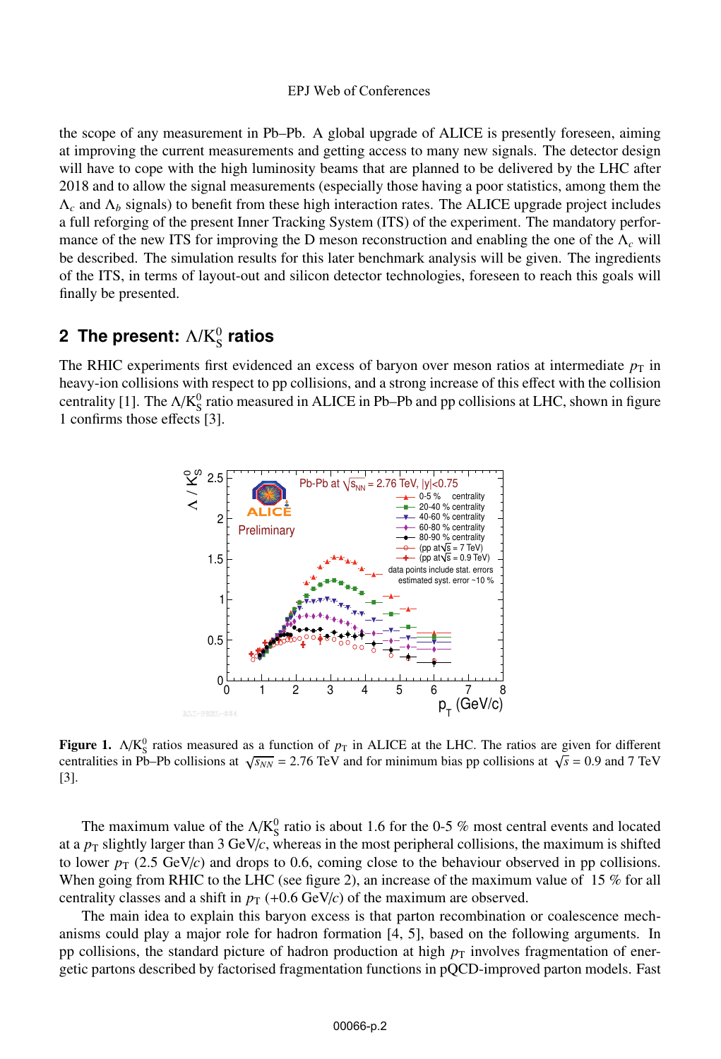the scope of any measurement in Pb–Pb. A global upgrade of ALICE is presently foreseen, aiming at improving the current measurements and getting access to many new signals. The detector design will have to cope with the high luminosity beams that are planned to be delivered by the LHC after 2018 and to allow the signal measurements (especially those having a poor statistics, among them the $\Lambda_c$ and $\Lambda_b$ signals) to benefit from these high interaction rates. The ALICE upgrade project includes a full reforging of the present Inner Tracking System (ITS) of the experiment. The mandatory performance of the new ITS for improving the D meson reconstruction and enabling the one of the $\Lambda_c$ will be described. The simulation results for this later benchmark analysis will be given. The ingredients of the ITS, in terms of layout-out and silicon detector technologies, foreseen to reach this goals will finally be presented.

## 2 The present: $\Lambda/K^0_S$ ratios

The RHIC experiments first evidenced an excess of baryon over meson ratios at intermediate $p_T$ in heavy-ion collisions with respect to pp collisions, and a strong increase of this effect with the collision centrality [1]. The $\Lambda/K^0_S$ ratio measured in ALICE in Pb–Pb and pp collisions at LHC, shown in figure 1 confirms those effects [3].

**Figure 1.** $\Lambda/K^0_S$ ratios measured as a function of $p_T$ in ALICE at the LHC. The ratios are given for different centralities in Pb–Pb collisions at $\sqrt{s_{NN}}$ = 2.76 TeV and for minimum bias pp collisions at $\sqrt{s}$ = 0.9 and 7 TeV [3].

The maximum value of the $\Lambda/K^0_S$ ratio is about 1.6 for the 0-5 % most central events and located at a $p_T$ slightly larger than 3 GeV/$c$, whereas in the most peripheral collisions, the maximum is shifted to lower $p_T$ (2.5 GeV/$c$) and drops to 0.6, coming close to the behaviour observed in pp collisions. When going from RHIC to the LHC (see figure 2), an increase of the maximum value of 15 % for all centrality classes and a shift in $p_T$ (+0.6 GeV/$c$) of the maximum are observed.

The main idea to explain this baryon excess is that parton recombination or coalescence mechanisms could play a major role for hadron formation [4, 5], based on the following arguments. In pp collisions, the standard picture of hadron production at high $p_T$ involves fragmentation of energetic partons described by factorised fragmentation functions in pQCD-improved parton models. Fast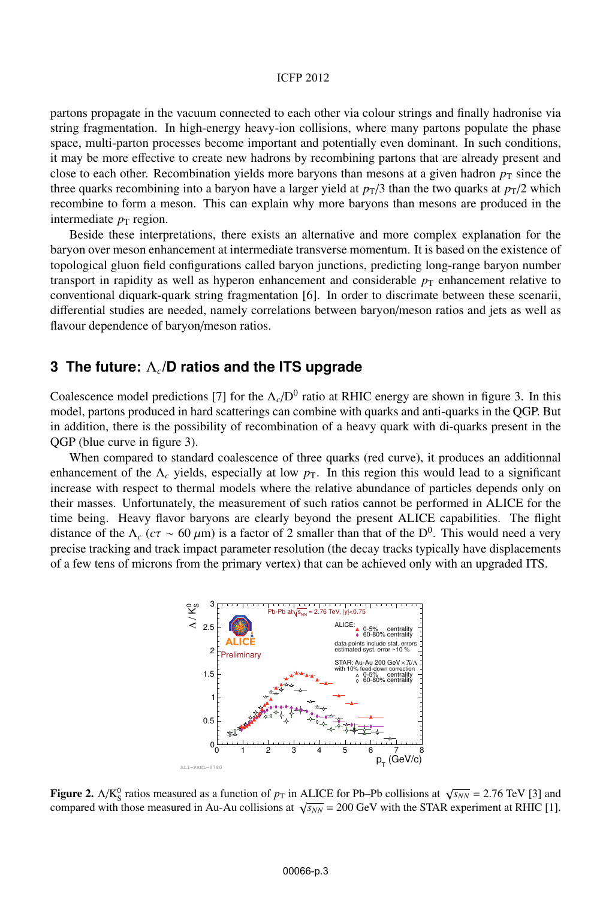partons propagate in the vacuum connected to each other via colour strings and finally hadronise via string fragmentation. In high-energy heavy-ion collisions, where many partons populate the phase space, multi-parton processes become important and potentially even dominant. In such conditions, it may be more effective to create new hadrons by recombining partons that are already present and close to each other. Recombination yields more baryons than mesons at a given hadron $p_T$ since the three quarks recombining into a baryon have a larger yield at $p_T/3$ than the two quarks at $p_T/2$ which recombine to form a meson. This can explain why more baryons than mesons are produced in the intermediate $p_T$ region.

Beside these interpretations, there exists an alternative and more complex explanation for the baryon over meson enhancement at intermediate transverse momentum. It is based on the existence of topological gluon field configurations called baryon junctions, predicting long-range baryon number transport in rapidity as well as hyperon enhancement and considerable $p_T$ enhancement relative to conventional diquark-quark string fragmentation [6]. In order to discrimate between these scenarii, differential studies are needed, namely correlations between baryon/meson ratios and jets as well as flavour dependence of baryon/meson ratios.

## 3 The future: $\Lambda_c$/D ratios and the ITS upgrade

Coalescence model predictions [7] for the $\Lambda_c/D^0$ ratio at RHIC energy are shown in figure 3. In this model, partons produced in hard scatterings can combine with quarks and anti-quarks in the QGP. But in addition, there is the possibility of recombination of a heavy quark with di-quarks present in the QGP (blue curve in figure 3).

When compared to standard coalescence of three quarks (red curve), it produces an additionnal enhancement of the $\Lambda_c$ yields, especially at low $p_T$. In this region this would lead to a significant increase with respect to thermal models where the relative abundance of particles depends only on their masses. Unfortunately, the measurement of such ratios cannot be performed in ALICE for the time being. Heavy flavor baryons are clearly beyond the present ALICE capabilities. The flight distance of the $\Lambda_c$ ($c\tau \sim 60\ \mu$m) is a factor of 2 smaller than that of the $D^0$. This would need a very precise tracking and track impact parameter resolution (the decay tracks typically have displacements of a few tens of microns from the primary vertex) that can be achieved only with an upgraded ITS.

**Figure 2.** $\Lambda/K^0_S$ ratios measured as a function of $p_T$ in ALICE for Pb–Pb collisions at $\sqrt{s_{NN}} = 2.76$ TeV [3] and compared with those measured in Au-Au collisions at $\sqrt{s_{NN}} = 200$ GeV with the STAR experiment at RHIC [1].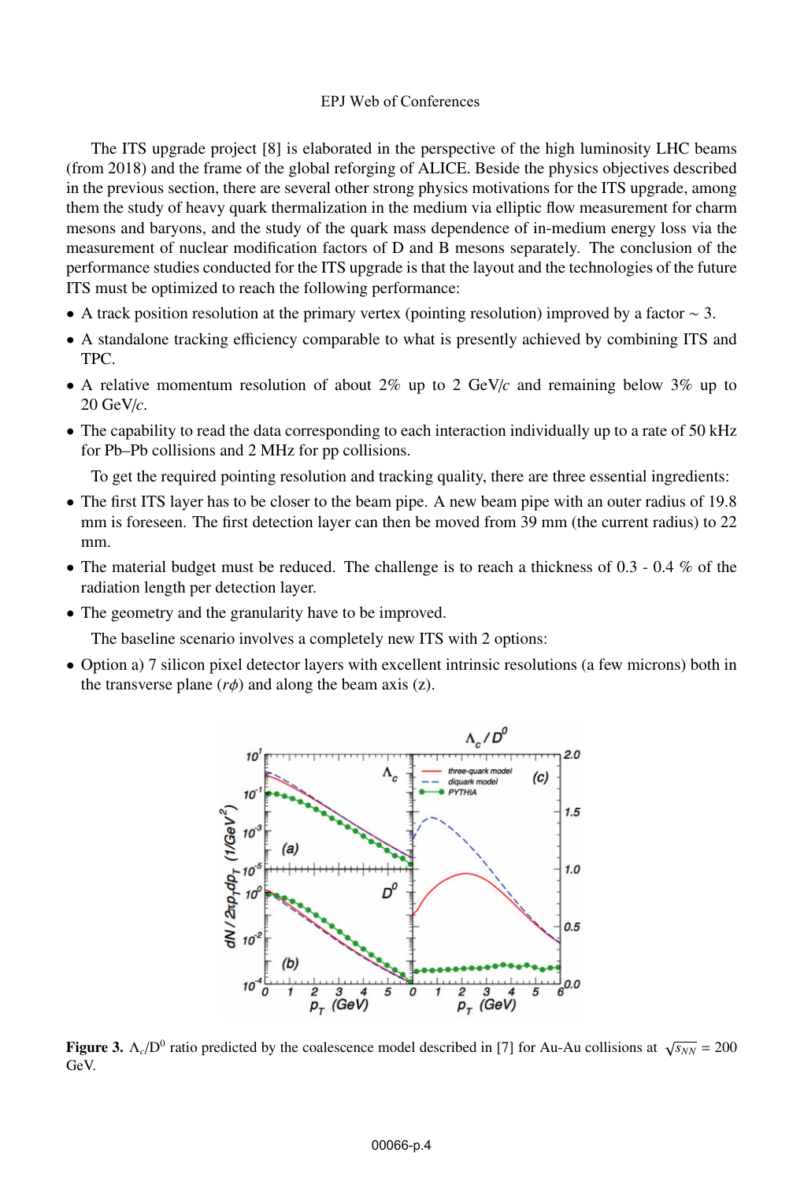The ITS upgrade project [8] is elaborated in the perspective of the high luminosity LHC beams (from 2018) and the frame of the global reforging of ALICE. Beside the physics objectives described in the previous section, there are several other strong physics motivations for the ITS upgrade, among them the study of heavy quark thermalization in the medium via elliptic flow measurement for charm mesons and baryons, and the study of the quark mass dependence of in-medium energy loss via the measurement of nuclear modification factors of D and B mesons separately. The conclusion of the performance studies conducted for the ITS upgrade is that the layout and the technologies of the future ITS must be optimized to reach the following performance:

- A track position resolution at the primary vertex (pointing resolution) improved by a factor $\sim 3$.
- A standalone tracking efficiency comparable to what is presently achieved by combining ITS and TPC.
- A relative momentum resolution of about 2% up to 2 GeV/$c$ and remaining below 3% up to 20 GeV/$c$.
- The capability to read the data corresponding to each interaction individually up to a rate of 50 kHz for Pb–Pb collisions and 2 MHz for pp collisions.

To get the required pointing resolution and tracking quality, there are three essential ingredients:

- The first ITS layer has to be closer to the beam pipe. A new beam pipe with an outer radius of 19.8 mm is foreseen. The first detection layer can then be moved from 39 mm (the current radius) to 22 mm.
- The material budget must be reduced. The challenge is to reach a thickness of 0.3 - 0.4 % of the radiation length per detection layer.
- The geometry and the granularity have to be improved.

The baseline scenario involves a completely new ITS with 2 options:

- Option a) 7 silicon pixel detector layers with excellent intrinsic resolutions (a few microns) both in the transverse plane ($r\phi$) and along the beam axis (z).

**Figure 3.** $\Lambda_c/D^0$ ratio predicted by the coalescence model described in [7] for Au-Au collisions at $\sqrt{s_{NN}} = 200$ GeV.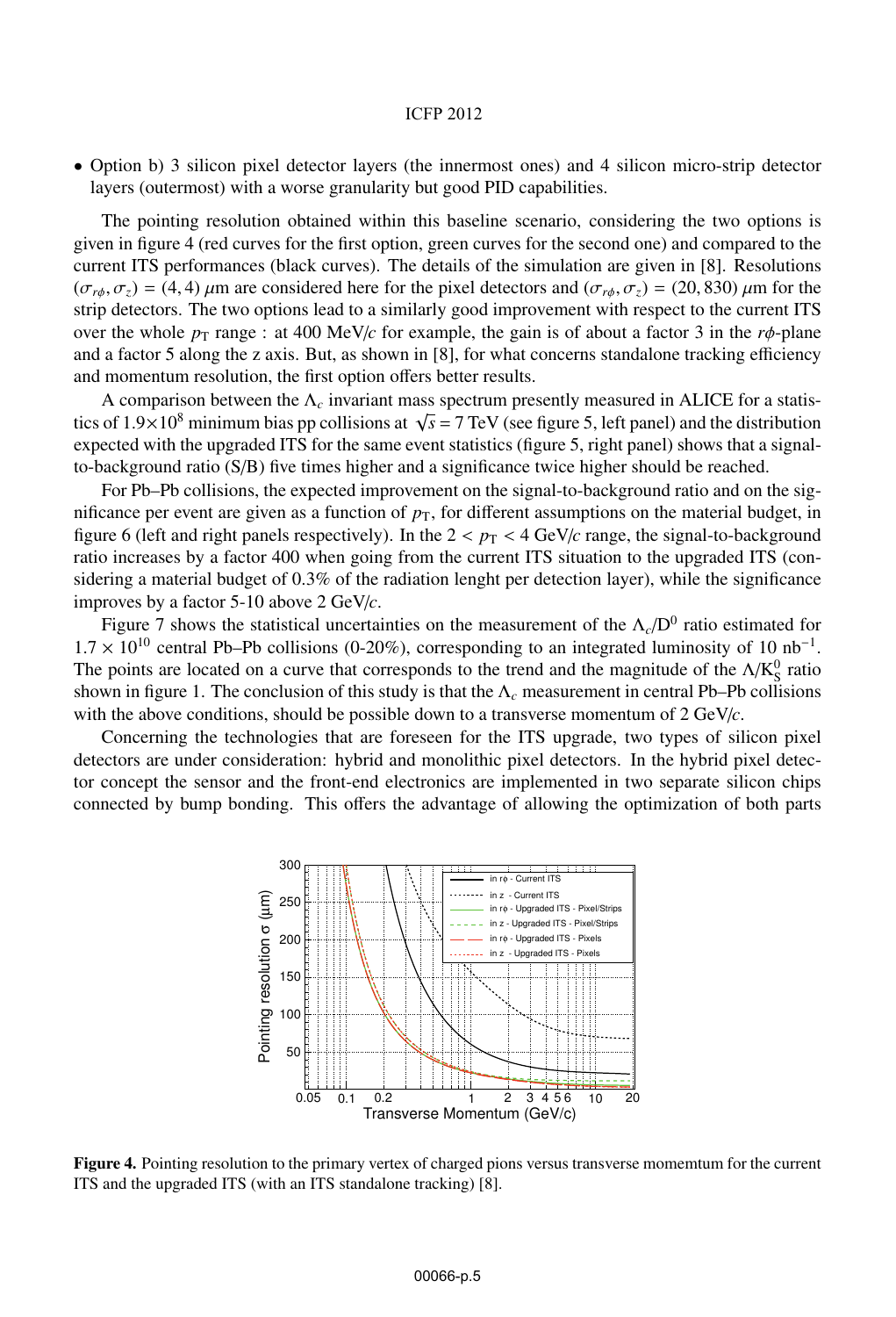- Option b) 3 silicon pixel detector layers (the innermost ones) and 4 silicon micro-strip detector layers (outermost) with a worse granularity but good PID capabilities.

The pointing resolution obtained within this baseline scenario, considering the two options is given in figure 4 (red curves for the first option, green curves for the second one) and compared to the current ITS performances (black curves). The details of the simulation are given in [8]. Resolutions $(\sigma_{r\phi}, \sigma_z) = (4, 4)$ $\mu$m are considered here for the pixel detectors and $(\sigma_{r\phi}, \sigma_z) = (20, 830)$ $\mu$m for the strip detectors. The two options lead to a similarly good improvement with respect to the current ITS over the whole $p_T$ range : at 400 MeV/$c$ for example, the gain is of about a factor 3 in the $r\phi$-plane and a factor 5 along the z axis. But, as shown in [8], for what concerns standalone tracking efficiency and momentum resolution, the first option offers better results.

A comparison between the $\Lambda_c$ invariant mass spectrum presently measured in ALICE for a statistics of $1.9\times10^8$ minimum bias pp collisions at $\sqrt{s} = 7$ TeV (see figure 5, left panel) and the distribution expected with the upgraded ITS for the same event statistics (figure 5, right panel) shows that a signal-to-background ratio (S/B) five times higher and a significance twice higher should be reached.

For Pb–Pb collisions, the expected improvement on the signal-to-background ratio and on the significance per event are given as a function of $p_T$, for different assumptions on the material budget, in figure 6 (left and right panels respectively). In the $2 < p_T < 4$ GeV/$c$ range, the signal-to-background ratio increases by a factor 400 when going from the current ITS situation to the upgraded ITS (considering a material budget of 0.3% of the radiation lenght per detection layer), while the significance improves by a factor 5-10 above 2 GeV/$c$.

Figure 7 shows the statistical uncertainties on the measurement of the $\Lambda_c/D^0$ ratio estimated for $1.7 \times 10^{10}$ central Pb–Pb collisions (0-20%), corresponding to an integrated luminosity of 10 nb$^{-1}$. The points are located on a curve that corresponds to the trend and the magnitude of the $\Lambda/K^0_S$ ratio shown in figure 1. The conclusion of this study is that the $\Lambda_c$ measurement in central Pb–Pb collisions with the above conditions, should be possible down to a transverse momentum of 2 GeV/$c$.

Concerning the technologies that are foreseen for the ITS upgrade, two types of silicon pixel detectors are under consideration: hybrid and monolithic pixel detectors. In the hybrid pixel detector concept the sensor and the front-end electronics are implemented in two separate silicon chips connected by bump bonding. This offers the advantage of allowing the optimization of both parts

**Figure 4.** Pointing resolution to the primary vertex of charged pions versus transverse momemtum for the current ITS and the upgraded ITS (with an ITS standalone tracking) [8].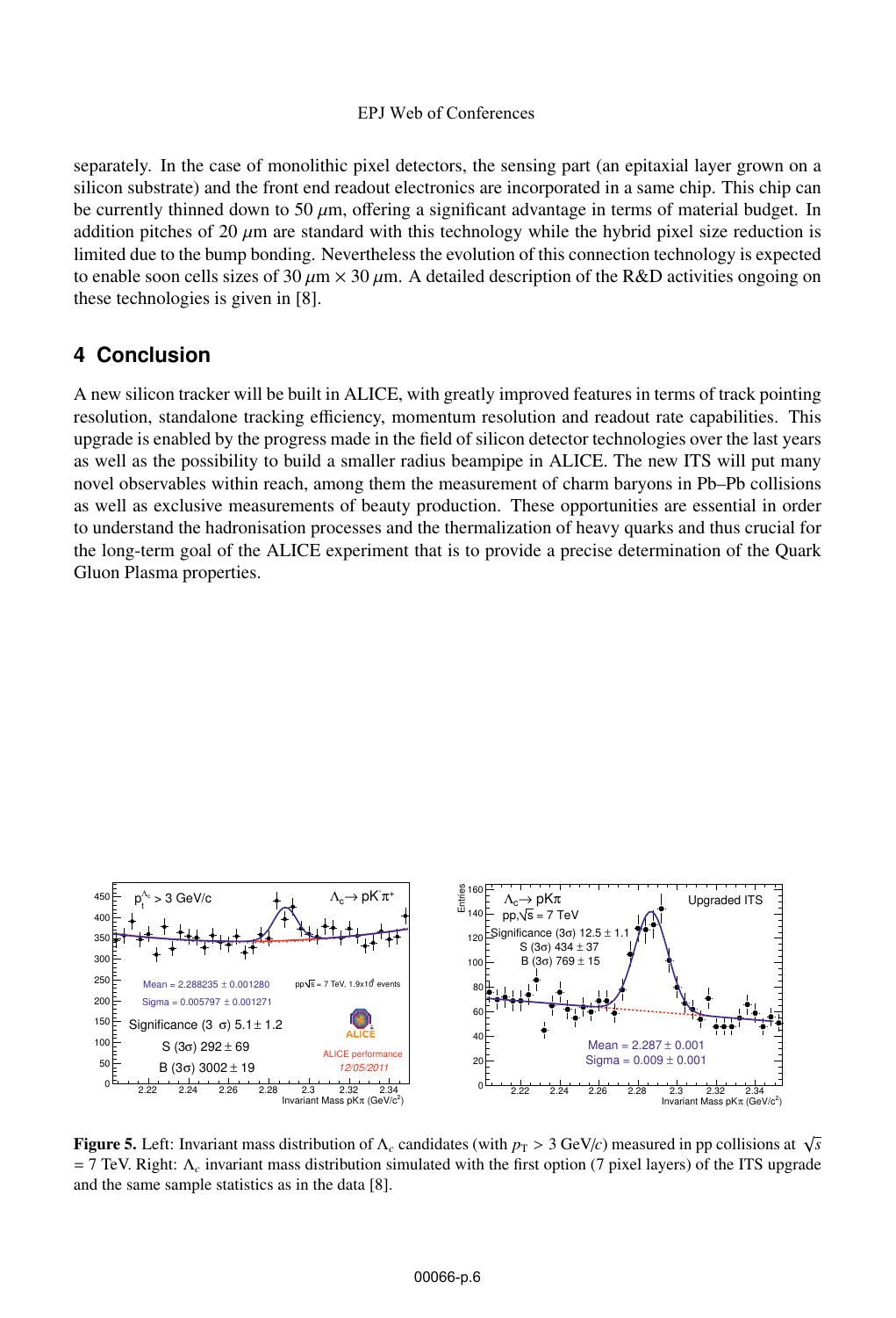separately. In the case of monolithic pixel detectors, the sensing part (an epitaxial layer grown on a silicon substrate) and the front end readout electronics are incorporated in a same chip. This chip can be currently thinned down to 50 $\mu$m, offering a significant advantage in terms of material budget. In addition pitches of 20 $\mu$m are standard with this technology while the hybrid pixel size reduction is limited due to the bump bonding. Nevertheless the evolution of this connection technology is expected to enable soon cells sizes of 30 $\mu$m $\times$ 30 $\mu$m. A detailed description of the R&D activities ongoing on these technologies is given in [8].

## 4 Conclusion

A new silicon tracker will be built in ALICE, with greatly improved features in terms of track pointing resolution, standalone tracking efficiency, momentum resolution and readout rate capabilities. This upgrade is enabled by the progress made in the field of silicon detector technologies over the last years as well as the possibility to build a smaller radius beampipe in ALICE. The new ITS will put many novel observables within reach, among them the measurement of charm baryons in Pb–Pb collisions as well as exclusive measurements of beauty production. These opportunities are essential in order to understand the hadronisation processes and the thermalization of heavy quarks and thus crucial for the long-term goal of the ALICE experiment that is to provide a precise determination of the Quark Gluon Plasma properties.

**Figure 5.** Left: Invariant mass distribution of $\Lambda_c$ candidates (with $p_T > 3$ GeV/$c$) measured in pp collisions at $\sqrt{s}$ = 7 TeV. Right: $\Lambda_c$ invariant mass distribution simulated with the first option (7 pixel layers) of the ITS upgrade and the same sample statistics as in the data [8].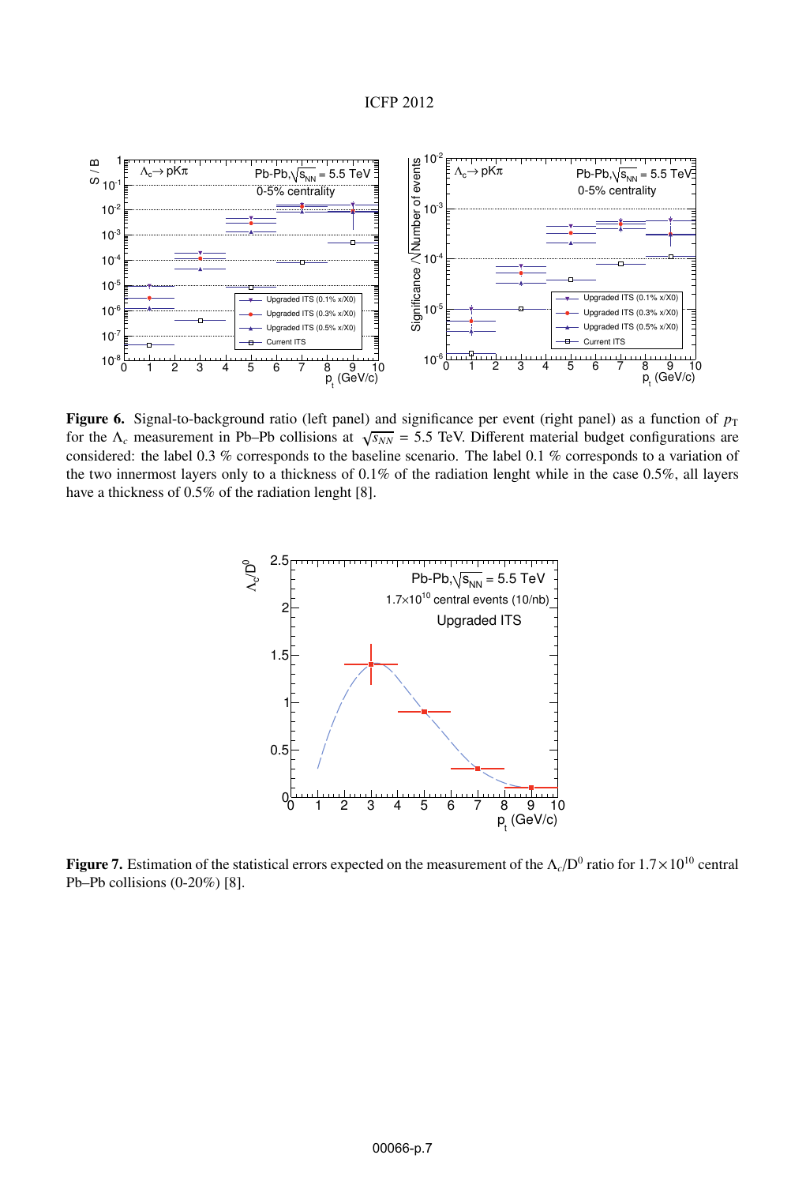**Figure 6.** Signal-to-background ratio (left panel) and significance per event (right panel) as a function of $p_T$ for the $\Lambda_c$ measurement in Pb–Pb collisions at $\sqrt{s_{NN}}$ = 5.5 TeV. Different material budget configurations are considered: the label 0.3 % corresponds to the baseline scenario. The label 0.1 % corresponds to a variation of the two innermost layers only to a thickness of 0.1% of the radiation lenght while in the case 0.5%, all layers have a thickness of 0.5% of the radiation lenght [8].

**Figure 7.** Estimation of the statistical errors expected on the measurement of the $\Lambda_c/D^0$ ratio for $1.7\times10^{10}$ central Pb–Pb collisions (0-20%) [8].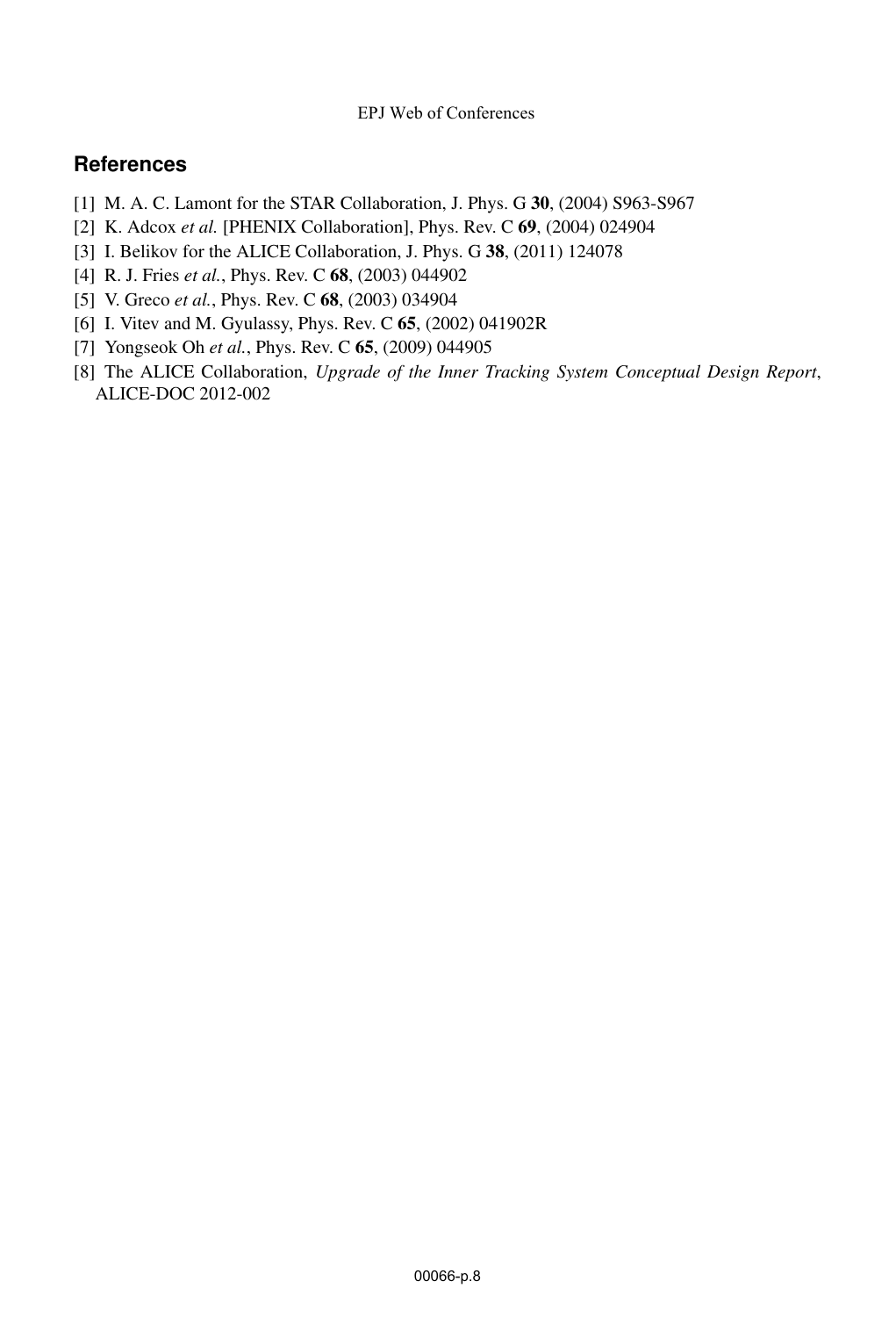## References

[1] M. A. C. Lamont for the STAR Collaboration, J. Phys. G **30**, (2004) S963-S967

[2] K. Adcox *et al.* [PHENIX Collaboration], Phys. Rev. C **69**, (2004) 024904

[3] I. Belikov for the ALICE Collaboration, J. Phys. G **38**, (2011) 124078

[4] R. J. Fries *et al.*, Phys. Rev. C **68**, (2003) 044902

[5] V. Greco *et al.*, Phys. Rev. C **68**, (2003) 034904

[6] I. Vitev and M. Gyulassy, Phys. Rev. C **65**, (2002) 041902R

[7] Yongseok Oh *et al.*, Phys. Rev. C **65**, (2009) 044905

[8] The ALICE Collaboration, *Upgrade of the Inner Tracking System Conceptual Design Report*, ALICE-DOC 2012-002